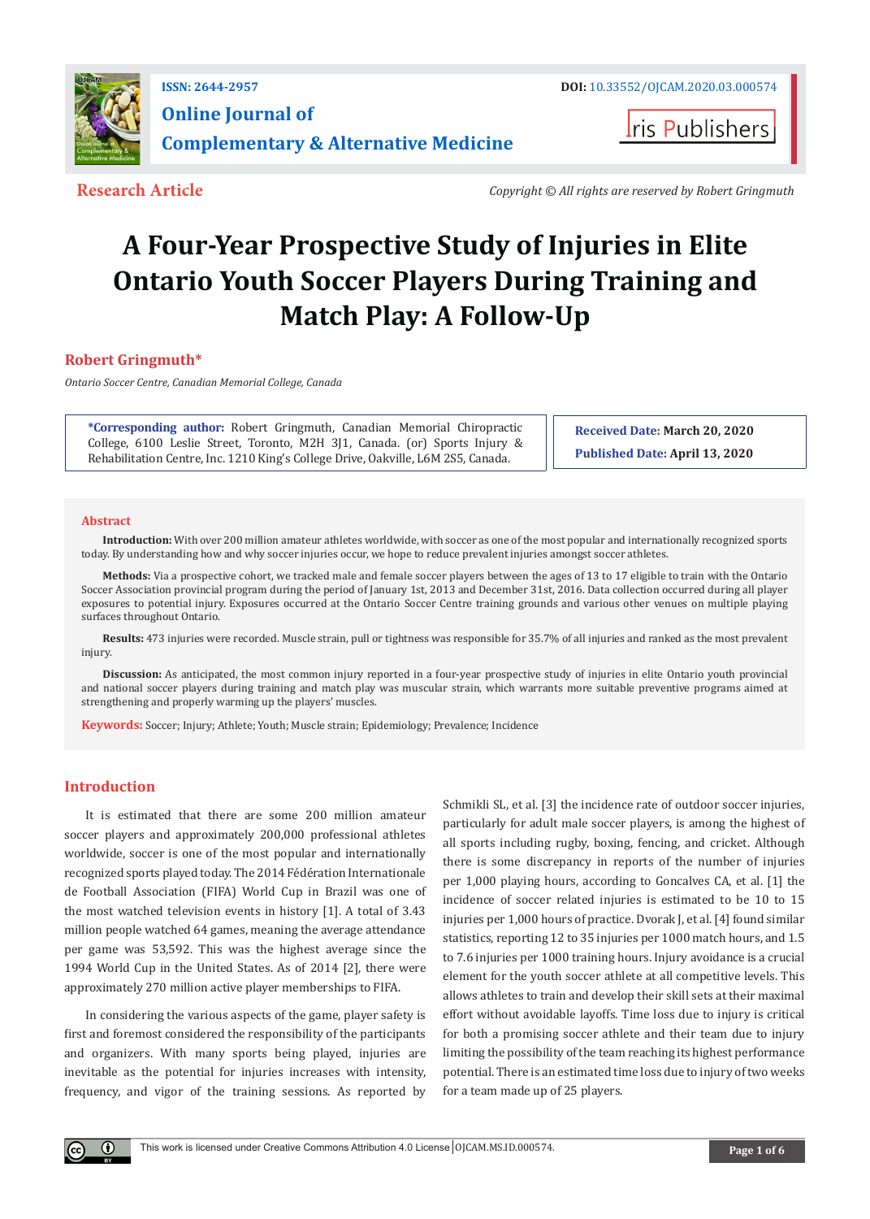**ISSN: 2644-2957**

**Online Journal of Complementary & Alternative Medicine**

**DOI:** 10.33552/OJCAM.2020.03.000574

Iris Publishers

**Research Article**

*Copyright © All rights are reserved by Robert Gringmuth*

# A Four-Year Prospective Study of Injuries in Elite Ontario Youth Soccer Players During Training and Match Play: A Follow-Up

**Robert Gringmuth***

*Ontario Soccer Centre, Canadian Memorial College, Canada*

**\*Corresponding author:** Robert Gringmuth, Canadian Memorial Chiropractic College, 6100 Leslie Street, Toronto, M2H 3J1, Canada. (or) Sports Injury & Rehabilitation Centre, Inc. 1210 King's College Drive, Oakville, L6M 2S5, Canada.

**Received Date:** March 20, 2020

**Published Date:** April 13, 2020

## Abstract

**Introduction:** With over 200 million amateur athletes worldwide, with soccer as one of the most popular and internationally recognized sports today. By understanding how and why soccer injuries occur, we hope to reduce prevalent injuries amongst soccer athletes.

**Methods:** Via a prospective cohort, we tracked male and female soccer players between the ages of 13 to 17 eligible to train with the Ontario Soccer Association provincial program during the period of January 1st, 2013 and December 31st, 2016. Data collection occurred during all player exposures to potential injury. Exposures occurred at the Ontario Soccer Centre training grounds and various other venues on multiple playing surfaces throughout Ontario.

**Results:** 473 injuries were recorded. Muscle strain, pull or tightness was responsible for 35.7% of all injuries and ranked as the most prevalent injury.

**Discussion:** As anticipated, the most common injury reported in a four-year prospective study of injuries in elite Ontario youth provincial and national soccer players during training and match play was muscular strain, which warrants more suitable preventive programs aimed at strengthening and properly warming up the players' muscles.

**Keywords:** Soccer; Injury; Athlete; Youth; Muscle strain; Epidemiology; Prevalence; Incidence

## Introduction

It is estimated that there are some 200 million amateur soccer players and approximately 200,000 professional athletes worldwide, soccer is one of the most popular and internationally recognized sports played today. The 2014 Fédération Internationale de Football Association (FIFA) World Cup in Brazil was one of the most watched television events in history [1]. A total of 3.43 million people watched 64 games, meaning the average attendance per game was 53,592. This was the highest average since the 1994 World Cup in the United States. As of 2014 [2], there were approximately 270 million active player memberships to FIFA.

In considering the various aspects of the game, player safety is first and foremost considered the responsibility of the participants and organizers. With many sports being played, injuries are inevitable as the potential for injuries increases with intensity, frequency, and vigor of the training sessions. As reported by Schmikli SL, et al. [3] the incidence rate of outdoor soccer injuries, particularly for adult male soccer players, is among the highest of all sports including rugby, boxing, fencing, and cricket. Although there is some discrepancy in reports of the number of injuries per 1,000 playing hours, according to Goncalves CA, et al. [1] the incidence of soccer related injuries is estimated to be 10 to 15 injuries per 1,000 hours of practice. Dvorak J, et al. [4] found similar statistics, reporting 12 to 35 injuries per 1000 match hours, and 1.5 to 7.6 injuries per 1000 training hours. Injury avoidance is a crucial element for the youth soccer athlete at all competitive levels. This allows athletes to train and develop their skill sets at their maximal effort without avoidable layoffs. Time loss due to injury is critical for both a promising soccer athlete and their team due to injury limiting the possibility of the team reaching its highest performance potential. There is an estimated time loss due to injury of two weeks for a team made up of 25 players.

This work is licensed under Creative Commons Attribution 4.0 License OJCAM.MS.ID.000574.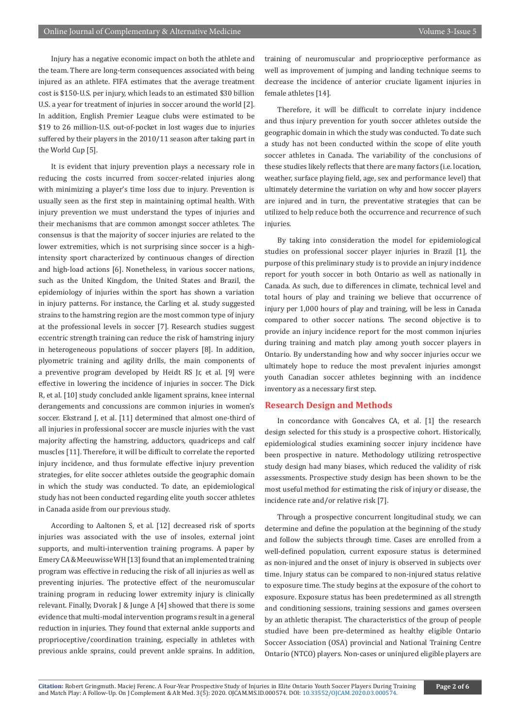Injury has a negative economic impact on both the athlete and the team. There are long-term consequences associated with being injured as an athlete. FIFA estimates that the average treatment cost is $150-U.S. per injury, which leads to an estimated $30 billion U.S. a year for treatment of injuries in soccer around the world [2]. In addition, English Premier League clubs were estimated to be $19 to 26 million-U.S. out-of-pocket in lost wages due to injuries suffered by their players in the 2010/11 season after taking part in the World Cup [5].

It is evident that injury prevention plays a necessary role in reducing the costs incurred from soccer-related injuries along with minimizing a player's time loss due to injury. Prevention is usually seen as the first step in maintaining optimal health. With injury prevention we must understand the types of injuries and their mechanisms that are common amongst soccer athletes. The consensus is that the majority of soccer injuries are related to the lower extremities, which is not surprising since soccer is a high-intensity sport characterized by continuous changes of direction and high-load actions [6]. Nonetheless, in various soccer nations, such as the United Kingdom, the United States and Brazil, the epidemiology of injuries within the sport has shown a variation in injury patterns. For instance, the Carling et al. study suggested strains to the hamstring region are the most common type of injury at the professional levels in soccer [7]. Research studies suggest eccentric strength training can reduce the risk of hamstring injury in heterogeneous populations of soccer players [8]. In addition, plyometric training and agility drills, the main components of a preventive program developed by Heidt RS Jr, et al. [9] were effective in lowering the incidence of injuries in soccer. The Dick R, et al. [10] study concluded ankle ligament sprains, knee internal derangements and concussions are common injuries in women's soccer. Ekstrand J, et al. [11] determined that almost one-third of all injuries in professional soccer are muscle injuries with the vast majority affecting the hamstring, adductors, quadriceps and calf muscles [11]. Therefore, it will be difficult to correlate the reported injury incidence, and thus formulate effective injury prevention strategies, for elite soccer athletes outside the geographic domain in which the study was conducted. To date, an epidemiological study has not been conducted regarding elite youth soccer athletes in Canada aside from our previous study.

According to Aaltonen S, et al. [12] decreased risk of sports injuries was associated with the use of insoles, external joint supports, and multi-intervention training programs. A paper by Emery CA & Meeuwisse WH [13] found that an implemented training program was effective in reducing the risk of all injuries as well as preventing injuries. The protective effect of the neuromuscular training program in reducing lower extremity injury is clinically relevant. Finally, Dvorak J & Junge A [4] showed that there is some evidence that multi-modal intervention programs result in a general reduction in injuries. They found that external ankle supports and proprioceptive/coordination training, especially in athletes with previous ankle sprains, could prevent ankle sprains. In addition, training of neuromuscular and proprioceptive performance as well as improvement of jumping and landing technique seems to decrease the incidence of anterior cruciate ligament injuries in female athletes [14].

Therefore, it will be difficult to correlate injury incidence and thus injury prevention for youth soccer athletes outside the geographic domain in which the study was conducted. To date such a study has not been conducted within the scope of elite youth soccer athletes in Canada. The variability of the conclusions of these studies likely reflects that there are many factors (i.e. location, weather, surface playing field, age, sex and performance level) that ultimately determine the variation on why and how soccer players are injured and in turn, the preventative strategies that can be utilized to help reduce both the occurrence and recurrence of such injuries.

By taking into consideration the model for epidemiological studies on professional soccer player injuries in Brazil [1], the purpose of this preliminary study is to provide an injury incidence report for youth soccer in both Ontario as well as nationally in Canada. As such, due to differences in climate, technical level and total hours of play and training we believe that occurrence of injury per 1,000 hours of play and training, will be less in Canada compared to other soccer nations. The second objective is to provide an injury incidence report for the most common injuries during training and match play among youth soccer players in Ontario. By understanding how and why soccer injuries occur we ultimately hope to reduce the most prevalent injuries amongst youth Canadian soccer athletes beginning with an incidence inventory as a necessary first step.

## Research Design and Methods

In concordance with Goncalves CA, et al. [1] the research design selected for this study is a prospective cohort. Historically, epidemiological studies examining soccer injury incidence have been prospective in nature. Methodology utilizing retrospective study design had many biases, which reduced the validity of risk assessments. Prospective study design has been shown to be the most useful method for estimating the risk of injury or disease, the incidence rate and/or relative risk [7].

Through a prospective concurrent longitudinal study, we can determine and define the population at the beginning of the study and follow the subjects through time. Cases are enrolled from a well-defined population, current exposure status is determined as non-injured and the onset of injury is observed in subjects over time. Injury status can be compared to non-injured status relative to exposure time. The study begins at the exposure of the cohort to exposure. Exposure status has been predetermined as all strength and conditioning sessions, training sessions and games overseen by an athletic therapist. The characteristics of the group of people studied have been pre-determined as healthy eligible Ontario Soccer Association (OSA) provincial and National Training Centre Ontario (NTCO) players. Non-cases or uninjured eligible players are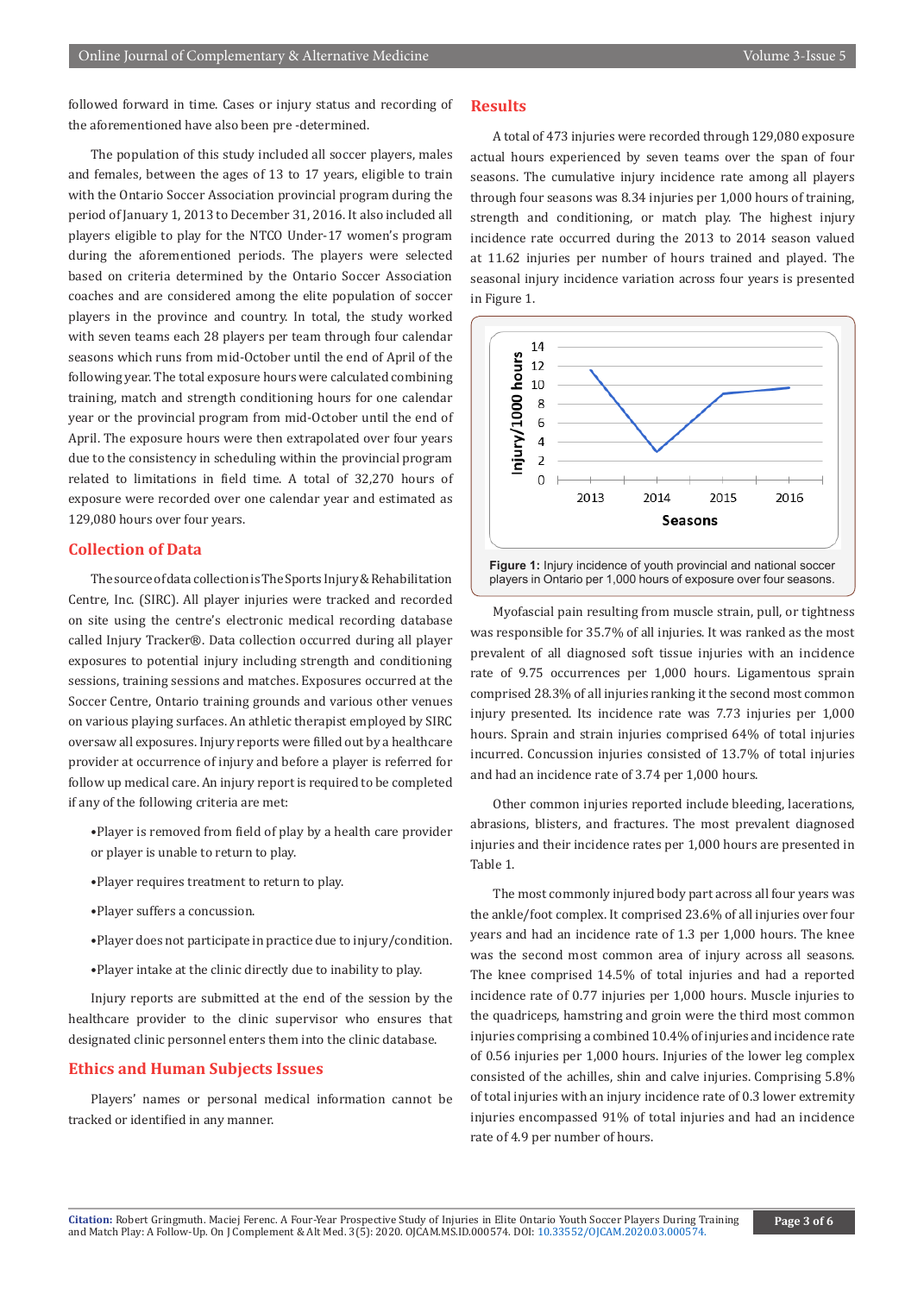followed forward in time. Cases or injury status and recording of the aforementioned have also been pre -determined.

The population of this study included all soccer players, males and females, between the ages of 13 to 17 years, eligible to train with the Ontario Soccer Association provincial program during the period of January 1, 2013 to December 31, 2016. It also included all players eligible to play for the NTCO Under-17 women's program during the aforementioned periods. The players were selected based on criteria determined by the Ontario Soccer Association coaches and are considered among the elite population of soccer players in the province and country. In total, the study worked with seven teams each 28 players per team through four calendar seasons which runs from mid-October until the end of April of the following year. The total exposure hours were calculated combining training, match and strength conditioning hours for one calendar year or the provincial program from mid-October until the end of April. The exposure hours were then extrapolated over four years due to the consistency in scheduling within the provincial program related to limitations in field time. A total of 32,270 hours of exposure were recorded over one calendar year and estimated as 129,080 hours over four years.

## Collection of Data

The source of data collection is The Sports Injury & Rehabilitation Centre, Inc. (SIRC). All player injuries were tracked and recorded on site using the centre's electronic medical recording database called Injury Tracker®. Data collection occurred during all player exposures to potential injury including strength and conditioning sessions, training sessions and matches. Exposures occurred at the Soccer Centre, Ontario training grounds and various other venues on various playing surfaces. An athletic therapist employed by SIRC oversaw all exposures. Injury reports were filled out by a healthcare provider at occurrence of injury and before a player is referred for follow up medical care. An injury report is required to be completed if any of the following criteria are met:

- Player is removed from field of play by a health care provider or player is unable to return to play.
- Player requires treatment to return to play.
- Player suffers a concussion.
- Player does not participate in practice due to injury/condition.
- Player intake at the clinic directly due to inability to play.

Injury reports are submitted at the end of the session by the healthcare provider to the clinic supervisor who ensures that designated clinic personnel enters them into the clinic database.

## Ethics and Human Subjects Issues

Players' names or personal medical information cannot be tracked or identified in any manner.

## Results

A total of 473 injuries were recorded through 129,080 exposure actual hours experienced by seven teams over the span of four seasons. The cumulative injury incidence rate among all players through four seasons was 8.34 injuries per 1,000 hours of training, strength and conditioning, or match play. The highest injury incidence rate occurred during the 2013 to 2014 season valued at 11.62 injuries per number of hours trained and played. The seasonal injury incidence variation across four years is presented in Figure 1.

**Figure 1:** Injury incidence of youth provincial and national soccer players in Ontario per 1,000 hours of exposure over four seasons.

Myofascial pain resulting from muscle strain, pull, or tightness was responsible for 35.7% of all injuries. It was ranked as the most prevalent of all diagnosed soft tissue injuries with an incidence rate of 9.75 occurrences per 1,000 hours. Ligamentous sprain comprised 28.3% of all injuries ranking it the second most common injury presented. Its incidence rate was 7.73 injuries per 1,000 hours. Sprain and strain injuries comprised 64% of total injuries incurred. Concussion injuries consisted of 13.7% of total injuries and had an incidence rate of 3.74 per 1,000 hours.

Other common injuries reported include bleeding, lacerations, abrasions, blisters, and fractures. The most prevalent diagnosed injuries and their incidence rates per 1,000 hours are presented in Table 1.

The most commonly injured body part across all four years was the ankle/foot complex. It comprised 23.6% of all injuries over four years and had an incidence rate of 1.3 per 1,000 hours. The knee was the second most common area of injury across all seasons. The knee comprised 14.5% of total injuries and had a reported incidence rate of 0.77 injuries per 1,000 hours. Muscle injuries to the quadriceps, hamstring and groin were the third most common injuries comprising a combined 10.4% of injuries and incidence rate of 0.56 injuries per 1,000 hours. Injuries of the lower leg complex consisted of the achilles, shin and calve injuries. Comprising 5.8% of total injuries with an injury incidence rate of 0.3 lower extremity injuries encompassed 91% of total injuries and had an incidence rate of 4.9 per number of hours.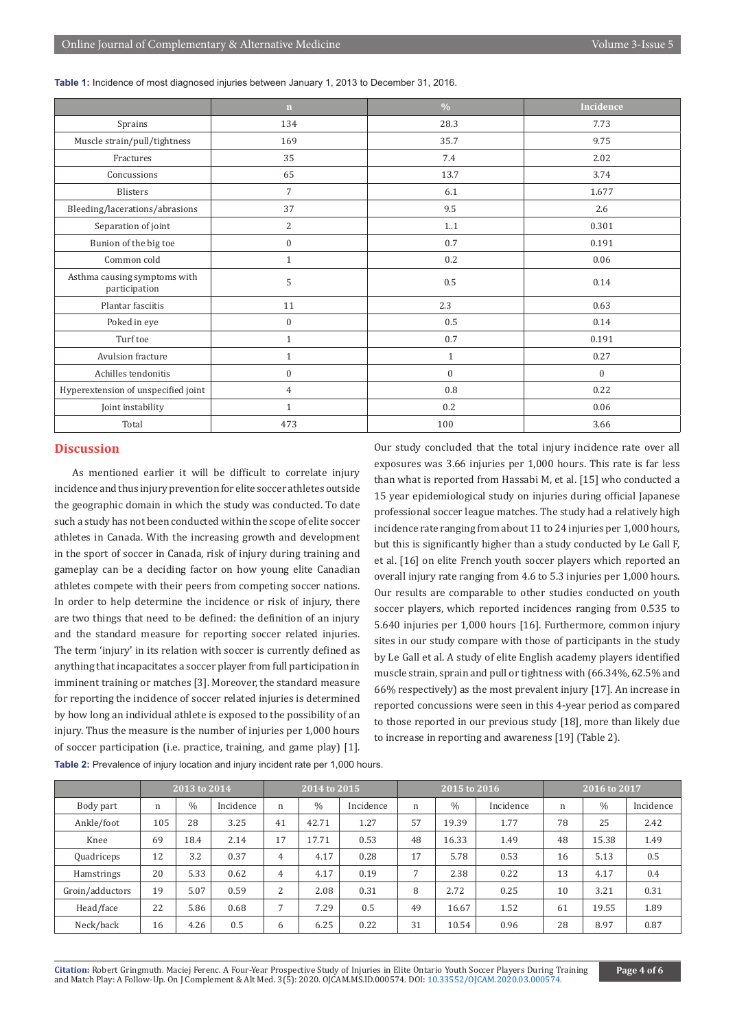**Table 1:** Incidence of most diagnosed injuries between January 1, 2013 to December 31, 2016.

| | n | % | Incidence |
|---|---|---|---|
| Sprains | 134 | 28.3 | 7.73 |
| Muscle strain/pull/tightness | 169 | 35.7 | 9.75 |
| Fractures | 35 | 7.4 | 2.02 |
| Concussions | 65 | 13.7 | 3.74 |
| Blisters | 7 | 6.1 | 1.677 |
| Bleeding/lacerations/abrasions | 37 | 9.5 | 2.6 |
| Separation of joint | 2 | 1..1 | 0.301 |
| Bunion of the big toe | 0 | 0.7 | 0.191 |
| Common cold | 1 | 0.2 | 0.06 |
| Asthma causing symptoms with participation | 5 | 0.5 | 0.14 |
| Plantar fasciitis | 11 | 2.3 | 0.63 |
| Poked in eye | 0 | 0.5 | 0.14 |
| Turf toe | 1 | 0.7 | 0.191 |
| Avulsion fracture | 1 | 1 | 0.27 |
| Achilles tendonitis | 0 | 0 | 0 |
| Hyperextension of unspecified joint | 4 | 0.8 | 0.22 |
| Joint instability | 1 | 0.2 | 0.06 |
| Total | 473 | 100 | 3.66 |

## Discussion

As mentioned earlier it will be difficult to correlate injury incidence and thus injury prevention for elite soccer athletes outside the geographic domain in which the study was conducted. To date such a study has not been conducted within the scope of elite soccer athletes in Canada. With the increasing growth and development in the sport of soccer in Canada, risk of injury during training and gameplay can be a deciding factor on how young elite Canadian athletes compete with their peers from competing soccer nations. In order to help determine the incidence or risk of injury, there are two things that need to be defined: the definition of an injury and the standard measure for reporting soccer related injuries. The term 'injury' in its relation with soccer is currently defined as anything that incapacitates a soccer player from full participation in imminent training or matches [3]. Moreover, the standard measure for reporting the incidence of soccer related injuries is determined by how long an individual athlete is exposed to the possibility of an injury. Thus the measure is the number of injuries per 1,000 hours of soccer participation (i.e. practice, training, and game play) [1].

Our study concluded that the total injury incidence rate over all exposures was 3.66 injuries per 1,000 hours. This rate is far less than what is reported from Hassabi M, et al. [15] who conducted a 15 year epidemiological study on injuries during official Japanese professional soccer league matches. The study had a relatively high incidence rate ranging from about 11 to 24 injuries per 1,000 hours, but this is significantly higher than a study conducted by Le Gall F, et al. [16] on elite French youth soccer players which reported an overall injury rate ranging from 4.6 to 5.3 injuries per 1,000 hours. Our results are comparable to other studies conducted on youth soccer players, which reported incidences ranging from 0.535 to 5.640 injuries per 1,000 hours [16]. Furthermore, common injury sites in our study compare with those of participants in the study by Le Gall et al. A study of elite English academy players identified muscle strain, sprain and pull or tightness with (66.34%, 62.5% and 66% respectively) as the most prevalent injury [17]. An increase in reported concussions were seen in this 4-year period as compared to those reported in our previous study [18], more than likely due to increase in reporting and awareness [19] (Table 2).

**Table 2:** Prevalence of injury location and injury incident rate per 1,000 hours.

| | 2013 to 2014 | | | 2014 to 2015 | | | 2015 to 2016 | | | 2016 to 2017 | | |
|---|---|---|---|---|---|---|---|---|---|---|---|---|
| Body part | n | % | Incidence | n | % | Incidence | n | % | Incidence | n | % | Incidence |
| Ankle/foot | 105 | 28 | 3.25 | 41 | 42.71 | 1.27 | 57 | 19.39 | 1.77 | 78 | 25 | 2.42 |
| Knee | 69 | 18.4 | 2.14 | 17 | 17.71 | 0.53 | 48 | 16.33 | 1.49 | 48 | 15.38 | 1.49 |
| Quadriceps | 12 | 3.2 | 0.37 | 4 | 4.17 | 0.28 | 17 | 5.78 | 0.53 | 16 | 5.13 | 0.5 |
| Hamstrings | 20 | 5.33 | 0.62 | 4 | 4.17 | 0.19 | 7 | 2.38 | 0.22 | 13 | 4.17 | 0.4 |
| Groin/adductors | 19 | 5.07 | 0.59 | 2 | 2.08 | 0.31 | 8 | 2.72 | 0.25 | 10 | 3.21 | 0.31 |
| Head/face | 22 | 5.86 | 0.68 | 7 | 7.29 | 0.5 | 49 | 16.67 | 1.52 | 61 | 19.55 | 1.89 |
| Neck/back | 16 | 4.26 | 0.5 | 6 | 6.25 | 0.22 | 31 | 10.54 | 0.96 | 28 | 8.97 | 0.87 |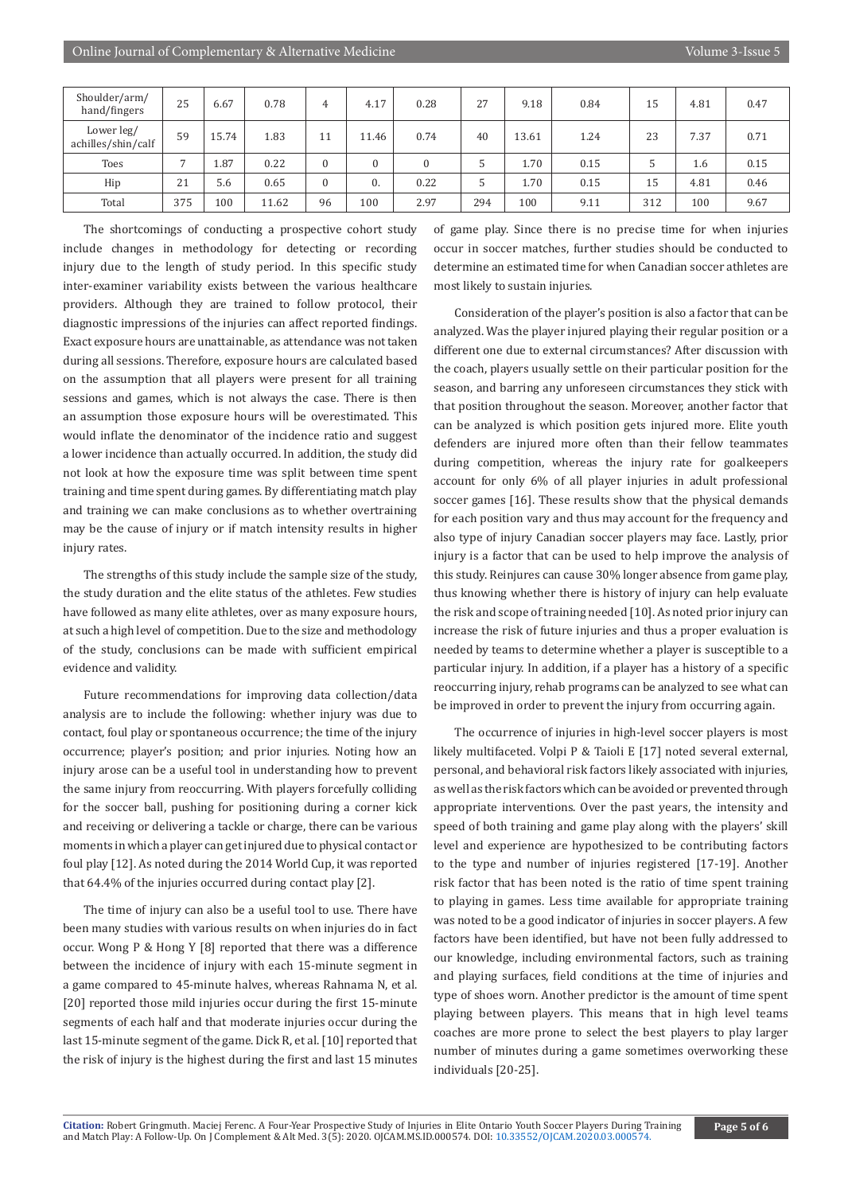| Shoulder/arm/ hand/fingers | 25 | 6.67 | 0.78 | 4 | 4.17 | 0.28 | 27 | 9.18 | 0.84 | 15 | 4.81 | 0.47 |
|---|---|---|---|---|---|---|---|---|---|---|---|---|
| Lower leg/ achilles/shin/calf | 59 | 15.74 | 1.83 | 11 | 11.46 | 0.74 | 40 | 13.61 | 1.24 | 23 | 7.37 | 0.71 |
| Toes | 7 | 1.87 | 0.22 | 0 | 0 | 0 | 5 | 1.70 | 0.15 | 5 | 1.6 | 0.15 |
| Hip | 21 | 5.6 | 0.65 | 0 | 0. | 0.22 | 5 | 1.70 | 0.15 | 15 | 4.81 | 0.46 |
| Total | 375 | 100 | 11.62 | 96 | 100 | 2.97 | 294 | 100 | 9.11 | 312 | 100 | 9.67 |

The shortcomings of conducting a prospective cohort study include changes in methodology for detecting or recording injury due to the length of study period. In this specific study inter-examiner variability exists between the various healthcare providers. Although they are trained to follow protocol, their diagnostic impressions of the injuries can affect reported findings. Exact exposure hours are unattainable, as attendance was not taken during all sessions. Therefore, exposure hours are calculated based on the assumption that all players were present for all training sessions and games, which is not always the case. There is then an assumption those exposure hours will be overestimated. This would inflate the denominator of the incidence ratio and suggest a lower incidence than actually occurred. In addition, the study did not look at how the exposure time was split between time spent training and time spent during games. By differentiating match play and training we can make conclusions as to whether overtraining may be the cause of injury or if match intensity results in higher injury rates.

The strengths of this study include the sample size of the study, the study duration and the elite status of the athletes. Few studies have followed as many elite athletes, over as many exposure hours, at such a high level of competition. Due to the size and methodology of the study, conclusions can be made with sufficient empirical evidence and validity.

Future recommendations for improving data collection/data analysis are to include the following: whether injury was due to contact, foul play or spontaneous occurrence; the time of the injury occurrence; player's position; and prior injuries. Noting how an injury arose can be a useful tool in understanding how to prevent the same injury from reoccurring. With players forcefully colliding for the soccer ball, pushing for positioning during a corner kick and receiving or delivering a tackle or charge, there can be various moments in which a player can get injured due to physical contact or foul play [12]. As noted during the 2014 World Cup, it was reported that 64.4% of the injuries occurred during contact play [2].

The time of injury can also be a useful tool to use. There have been many studies with various results on when injuries do in fact occur. Wong P & Hong Y [8] reported that there was a difference between the incidence of injury with each 15-minute segment in a game compared to 45-minute halves, whereas Rahnama N, et al. [20] reported those mild injuries occur during the first 15-minute segments of each half and that moderate injuries occur during the last 15-minute segment of the game. Dick R, et al. [10] reported that the risk of injury is the highest during the first and last 15 minutes of game play. Since there is no precise time for when injuries occur in soccer matches, further studies should be conducted to determine an estimated time for when Canadian soccer athletes are most likely to sustain injuries.

Consideration of the player's position is also a factor that can be analyzed. Was the player injured playing their regular position or a different one due to external circumstances? After discussion with the coach, players usually settle on their particular position for the season, and barring any unforeseen circumstances they stick with that position throughout the season. Moreover, another factor that can be analyzed is which position gets injured more. Elite youth defenders are injured more often than their fellow teammates during competition, whereas the injury rate for goalkeepers account for only 6% of all player injuries in adult professional soccer games [16]. These results show that the physical demands for each position vary and thus may account for the frequency and also type of injury Canadian soccer players may face. Lastly, prior injury is a factor that can be used to help improve the analysis of this study. Reinjures can cause 30% longer absence from game play, thus knowing whether there is history of injury can help evaluate the risk and scope of training needed [10]. As noted prior injury can increase the risk of future injuries and thus a proper evaluation is needed by teams to determine whether a player is susceptible to a particular injury. In addition, if a player has a history of a specific reoccurring injury, rehab programs can be analyzed to see what can be improved in order to prevent the injury from occurring again.

The occurrence of injuries in high-level soccer players is most likely multifaceted. Volpi P & Taioli E [17] noted several external, personal, and behavioral risk factors likely associated with injuries, as well as the risk factors which can be avoided or prevented through appropriate interventions. Over the past years, the intensity and speed of both training and game play along with the players' skill level and experience are hypothesized to be contributing factors to the type and number of injuries registered [17-19]. Another risk factor that has been noted is the ratio of time spent training to playing in games. Less time available for appropriate training was noted to be a good indicator of injuries in soccer players. A few factors have been identified, but have not been fully addressed to our knowledge, including environmental factors, such as training and playing surfaces, field conditions at the time of injuries and type of shoes worn. Another predictor is the amount of time spent playing between players. This means that in high level teams coaches are more prone to select the best players to play larger number of minutes during a game sometimes overworking these individuals [20-25].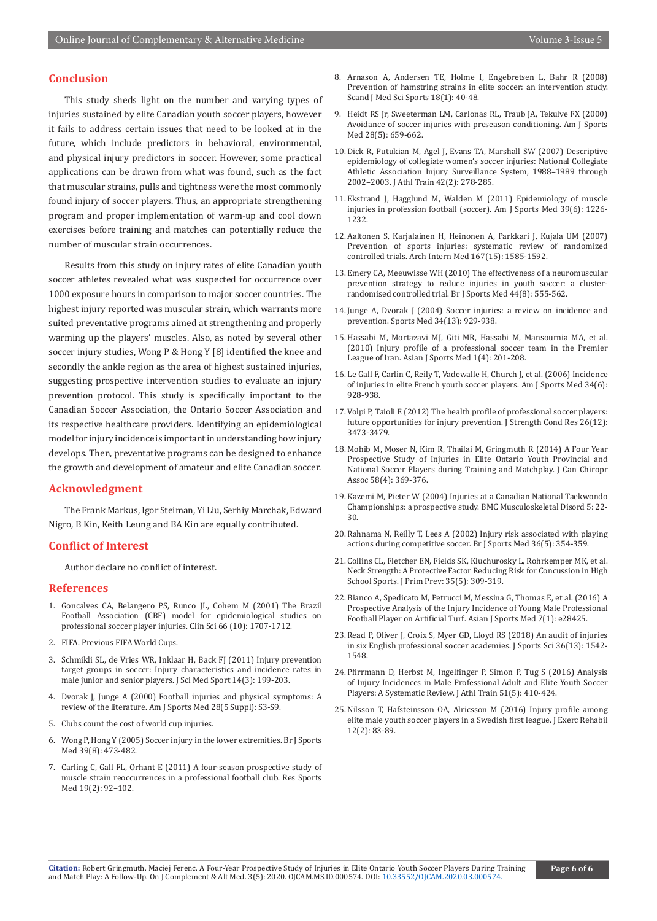## Conclusion

This study sheds light on the number and varying types of injuries sustained by elite Canadian youth soccer players, however it fails to address certain issues that need to be looked at in the future, which include predictors in behavioral, environmental, and physical injury predictors in soccer. However, some practical applications can be drawn from what was found, such as the fact that muscular strains, pulls and tightness were the most commonly found injury of soccer players. Thus, an appropriate strengthening program and proper implementation of warm-up and cool down exercises before training and matches can potentially reduce the number of muscular strain occurrences.

Results from this study on injury rates of elite Canadian youth soccer athletes revealed what was suspected for occurrence over 1000 exposure hours in comparison to major soccer countries. The highest injury reported was muscular strain, which warrants more suited preventative programs aimed at strengthening and properly warming up the players' muscles. Also, as noted by several other soccer injury studies, Wong P & Hong Y [8] identified the knee and secondly the ankle region as the area of highest sustained injuries, suggesting prospective intervention studies to evaluate an injury prevention protocol. This study is specifically important to the Canadian Soccer Association, the Ontario Soccer Association and its respective healthcare providers. Identifying an epidemiological model for injury incidence is important in understanding how injury develops. Then, preventative programs can be designed to enhance the growth and development of amateur and elite Canadian soccer.

## Acknowledgment

The Frank Markus, Igor Steiman, Yi Liu, Serhiy Marchak, Edward Nigro, B Kin, Keith Leung and BA Kin are equally contributed.

## Conflict of Interest

Author declare no conflict of interest.

## References

1. Goncalves CA, Belangero PS, Runco JL, Cohem M (2001) The Brazil Football Association (CBF) model for epidemiological studies on professional soccer player injuries. Clin Sci 66 (10): 1707-1712.
2. FIFA. Previous FIFA World Cups.
3. Schmikli SL, de Vries WR, Inklaar H, Back FJ (2011) Injury prevention target groups in soccer: Injury characteristics and incidence rates in male junior and senior players. J Sci Med Sport 14(3): 199-203.
4. Dvorak J, Junge A (2000) Football injuries and physical symptoms: A review of the literature. Am J Sports Med 28(5 Suppl): S3-S9.
5. Clubs count the cost of world cup injuries.
6. Wong P, Hong Y (2005) Soccer injury in the lower extremities. Br J Sports Med 39(8): 473-482.
7. Carling C, Gall FL, Orhant E (2011) A four-season prospective study of muscle strain reoccurrences in a professional football club. Res Sports Med 19(2): 92–102.
8. Arnason A, Andersen TE, Holme I, Engebretsen L, Bahr R (2008) Prevention of hamstring strains in elite soccer: an intervention study. Scand J Med Sci Sports 18(1): 40-48.
9. Heidt RS Jr, Sweeterman LM, Carlonas RL, Traub JA, Tekulve FX (2000) Avoidance of soccer injuries with preseason conditioning. Am J Sports Med 28(5): 659-662.
10. Dick R, Putukian M, Agel J, Evans TA, Marshall SW (2007) Descriptive epidemiology of collegiate women's soccer injuries: National Collegiate Athletic Association Injury Surveillance System, 1988–1989 through 2002–2003. J Athl Train 42(2): 278-285.
11. Ekstrand J, Hagglund M, Walden M (2011) Epidemiology of muscle injuries in profession football (soccer). Am J Sports Med 39(6): 1226-1232.
12. Aaltonen S, Karjalainen H, Heinonen A, Parkkari J, Kujala UM (2007) Prevention of sports injuries: systematic review of randomized controlled trials. Arch Intern Med 167(15): 1585-1592.
13. Emery CA, Meeuwisse WH (2010) The effectiveness of a neuromuscular prevention strategy to reduce injuries in youth soccer: a cluster-randomised controlled trial. Br J Sports Med 44(8): 555-562.
14. Junge A, Dvorak J (2004) Soccer injuries: a review on incidence and prevention. Sports Med 34(13): 929-938.
15. Hassabi M, Mortazavi MJ, Giti MR, Hassabi M, Mansournia MA, et al. (2010) Injury profile of a professional soccer team in the Premier League of Iran. Asian J Sports Med 1(4): 201-208.
16. Le Gall F, Carlin C, Reily T, Vadewalle H, Church J, et al. (2006) Incidence of injuries in elite French youth soccer players. Am J Sports Med 34(6): 928-938.
17. Volpi P, Taioli E (2012) The health profile of professional soccer players: future opportunities for injury prevention. J Strength Cond Res 26(12): 3473-3479.
18. Mohib M, Moser N, Kim R, Thailai M, Gringmuth R (2014) A Four Year Prospective Study of Injuries in Elite Ontario Youth Provincial and National Soccer Players during Training and Matchplay. J Can Chiropr Assoc 58(4): 369-376.
19. Kazemi M, Pieter W (2004) Injuries at a Canadian National Taekwondo Championships: a prospective study. BMC Musculoskeletal Disord 5: 22-30.
20. Rahnama N, Reilly T, Lees A (2002) Injury risk associated with playing actions during competitive soccer. Br J Sports Med 36(5): 354-359.
21. Collins CL, Fletcher EN, Fields SK, Kluchurosky L, Rohrkemper MK, et al. Neck Strength: A Protective Factor Reducing Risk for Concussion in High School Sports. J Prim Prev: 35(5): 309-319.
22. Bianco A, Spedicato M, Petrucci M, Messina G, Thomas E, et al. (2016) A Prospective Analysis of the Injury Incidence of Young Male Professional Football Player on Artificial Turf. Asian J Sports Med 7(1): e28425.
23. Read P, Oliver J, Croix S, Myer GD, Lloyd RS (2018) An audit of injuries in six English professional soccer academies. J Sports Sci 36(13): 1542-1548.
24. Pfirrmann D, Herbst M, Ingelfinger P, Simon P, Tug S (2016) Analysis of Injury Incidences in Male Professional Adult and Elite Youth Soccer Players: A Systematic Review. J Athl Train 51(5): 410-424.
25. Nilsson T, Hafsteinsson OA, Alricsson M (2016) Injury profile among elite male youth soccer players in a Swedish first league. J Exerc Rehabil 12(2): 83-89.

**Citation:** Robert Gringmuth. Maciej Ferenc. A Four-Year Prospective Study of Injuries in Elite Ontario Youth Soccer Players During Training and Match Play: A Follow-Up. On J Complement & Alt Med. 3(5): 2020. OJCAM.MS.ID.000574. DOI: 10.33552/OJCAM.2020.03.000574.